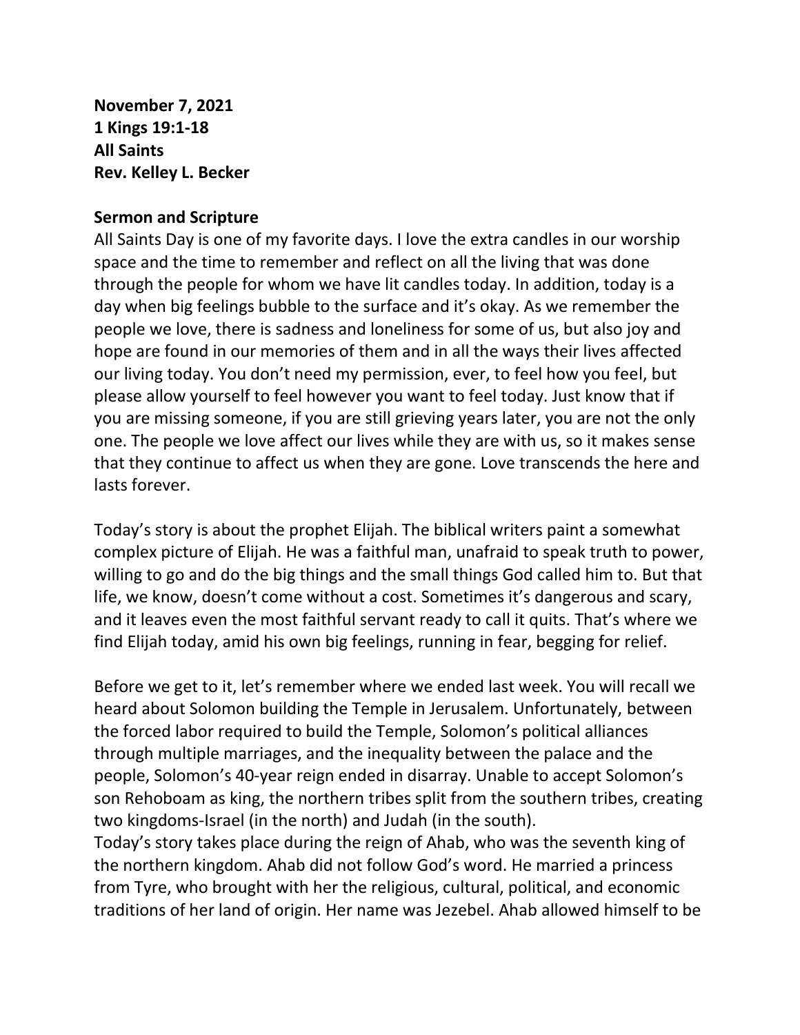**November 7, 2021**
**1 Kings 19:1-18**
**All Saints**
**Rev. Kelley L. Becker**

## Sermon and Scripture

All Saints Day is one of my favorite days. I love the extra candles in our worship space and the time to remember and reflect on all the living that was done through the people for whom we have lit candles today. In addition, today is a day when big feelings bubble to the surface and it's okay. As we remember the people we love, there is sadness and loneliness for some of us, but also joy and hope are found in our memories of them and in all the ways their lives affected our living today. You don't need my permission, ever, to feel how you feel, but please allow yourself to feel however you want to feel today. Just know that if you are missing someone, if you are still grieving years later, you are not the only one. The people we love affect our lives while they are with us, so it makes sense that they continue to affect us when they are gone. Love transcends the here and lasts forever.

Today's story is about the prophet Elijah. The biblical writers paint a somewhat complex picture of Elijah. He was a faithful man, unafraid to speak truth to power, willing to go and do the big things and the small things God called him to. But that life, we know, doesn't come without a cost. Sometimes it's dangerous and scary, and it leaves even the most faithful servant ready to call it quits. That's where we find Elijah today, amid his own big feelings, running in fear, begging for relief.

Before we get to it, let's remember where we ended last week. You will recall we heard about Solomon building the Temple in Jerusalem. Unfortunately, between the forced labor required to build the Temple, Solomon's political alliances through multiple marriages, and the inequality between the palace and the people, Solomon's 40-year reign ended in disarray. Unable to accept Solomon's son Rehoboam as king, the northern tribes split from the southern tribes, creating two kingdoms-Israel (in the north) and Judah (in the south).

Today's story takes place during the reign of Ahab, who was the seventh king of the northern kingdom. Ahab did not follow God's word. He married a princess from Tyre, who brought with her the religious, cultural, political, and economic traditions of her land of origin. Her name was Jezebel. Ahab allowed himself to be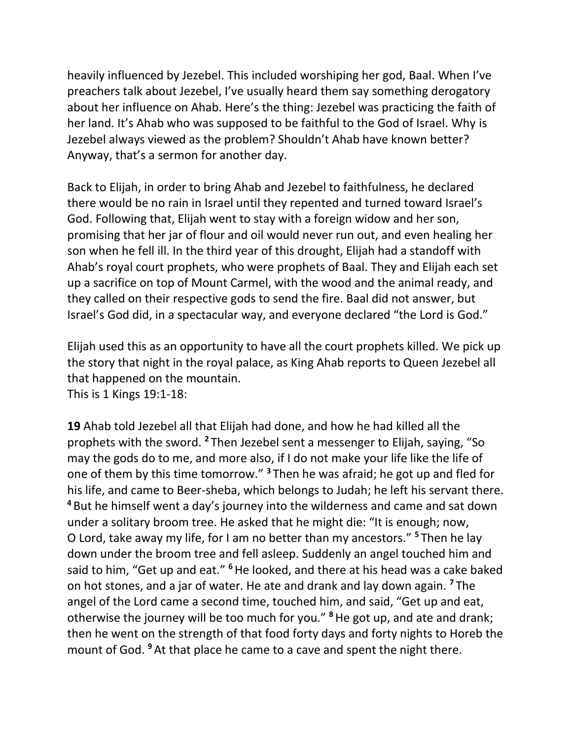heavily influenced by Jezebel. This included worshiping her god, Baal. When I've preachers talk about Jezebel, I've usually heard them say something derogatory about her influence on Ahab. Here's the thing: Jezebel was practicing the faith of her land. It's Ahab who was supposed to be faithful to the God of Israel. Why is Jezebel always viewed as the problem? Shouldn't Ahab have known better? Anyway, that's a sermon for another day.

Back to Elijah, in order to bring Ahab and Jezebel to faithfulness, he declared there would be no rain in Israel until they repented and turned toward Israel's God. Following that, Elijah went to stay with a foreign widow and her son, promising that her jar of flour and oil would never run out, and even healing her son when he fell ill. In the third year of this drought, Elijah had a standoff with Ahab's royal court prophets, who were prophets of Baal. They and Elijah each set up a sacrifice on top of Mount Carmel, with the wood and the animal ready, and they called on their respective gods to send the fire. Baal did not answer, but Israel's God did, in a spectacular way, and everyone declared "the Lord is God."

Elijah used this as an opportunity to have all the court prophets killed. We pick up the story that night in the royal palace, as King Ahab reports to Queen Jezebel all that happened on the mountain.
This is 1 Kings 19:1-18:

**19** Ahab told Jezebel all that Elijah had done, and how he had killed all the prophets with the sword. **2** Then Jezebel sent a messenger to Elijah, saying, "So may the gods do to me, and more also, if I do not make your life like the life of one of them by this time tomorrow." **3** Then he was afraid; he got up and fled for his life, and came to Beer-sheba, which belongs to Judah; he left his servant there. **4** But he himself went a day's journey into the wilderness and came and sat down under a solitary broom tree. He asked that he might die: "It is enough; now, O Lord, take away my life, for I am no better than my ancestors." **5** Then he lay down under the broom tree and fell asleep. Suddenly an angel touched him and said to him, "Get up and eat." **6** He looked, and there at his head was a cake baked on hot stones, and a jar of water. He ate and drank and lay down again. **7** The angel of the Lord came a second time, touched him, and said, "Get up and eat, otherwise the journey will be too much for you." **8** He got up, and ate and drank; then he went on the strength of that food forty days and forty nights to Horeb the mount of God. **9** At that place he came to a cave and spent the night there.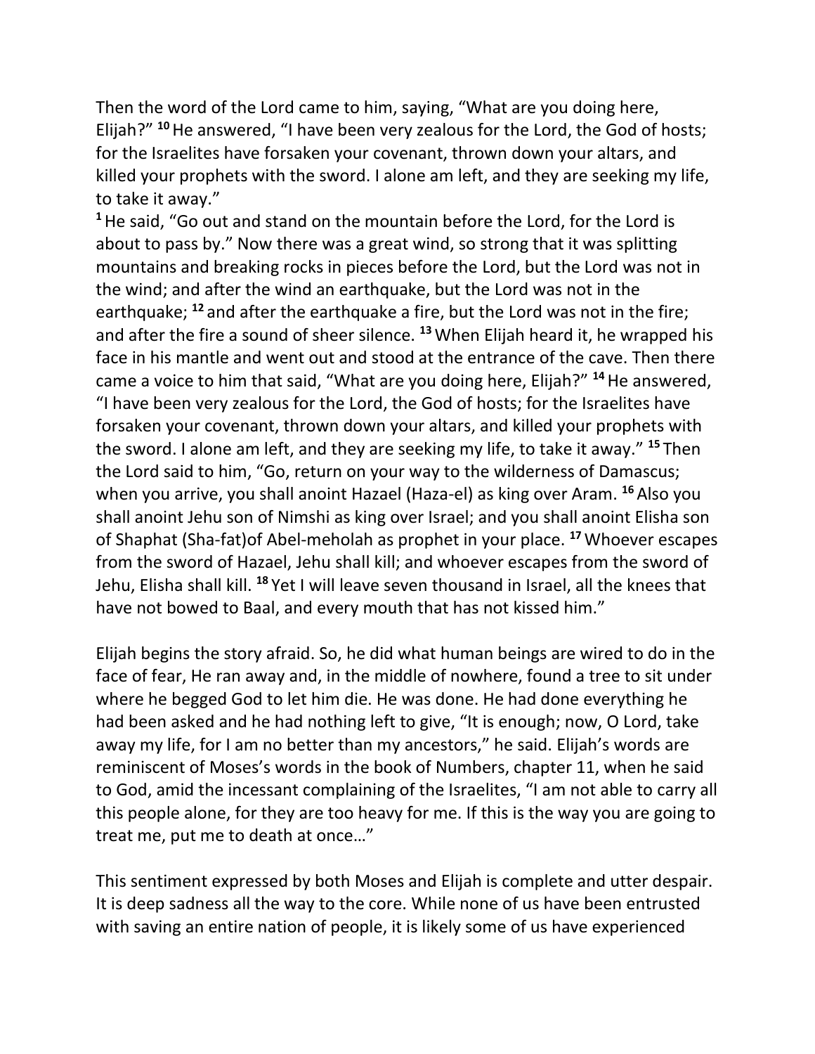Then the word of the Lord came to him, saying, "What are you doing here, Elijah?" [10] He answered, "I have been very zealous for the Lord, the God of hosts; for the Israelites have forsaken your covenant, thrown down your altars, and killed your prophets with the sword. I alone am left, and they are seeking my life, to take it away."

[1] He said, "Go out and stand on the mountain before the Lord, for the Lord is about to pass by." Now there was a great wind, so strong that it was splitting mountains and breaking rocks in pieces before the Lord, but the Lord was not in the wind; and after the wind an earthquake, but the Lord was not in the earthquake; [12] and after the earthquake a fire, but the Lord was not in the fire; and after the fire a sound of sheer silence. [13] When Elijah heard it, he wrapped his face in his mantle and went out and stood at the entrance of the cave. Then there came a voice to him that said, "What are you doing here, Elijah?" [14] He answered, "I have been very zealous for the Lord, the God of hosts; for the Israelites have forsaken your covenant, thrown down your altars, and killed your prophets with the sword. I alone am left, and they are seeking my life, to take it away." [15] Then the Lord said to him, "Go, return on your way to the wilderness of Damascus; when you arrive, you shall anoint Hazael (Haza-el) as king over Aram. [16] Also you shall anoint Jehu son of Nimshi as king over Israel; and you shall anoint Elisha son of Shaphat (Sha-fat)of Abel-meholah as prophet in your place. [17] Whoever escapes from the sword of Hazael, Jehu shall kill; and whoever escapes from the sword of Jehu, Elisha shall kill. [18] Yet I will leave seven thousand in Israel, all the knees that have not bowed to Baal, and every mouth that has not kissed him."

Elijah begins the story afraid. So, he did what human beings are wired to do in the face of fear, He ran away and, in the middle of nowhere, found a tree to sit under where he begged God to let him die. He was done. He had done everything he had been asked and he had nothing left to give, "It is enough; now, O Lord, take away my life, for I am no better than my ancestors," he said. Elijah's words are reminiscent of Moses's words in the book of Numbers, chapter 11, when he said to God, amid the incessant complaining of the Israelites, "I am not able to carry all this people alone, for they are too heavy for me. If this is the way you are going to treat me, put me to death at once…"

This sentiment expressed by both Moses and Elijah is complete and utter despair. It is deep sadness all the way to the core. While none of us have been entrusted with saving an entire nation of people, it is likely some of us have experienced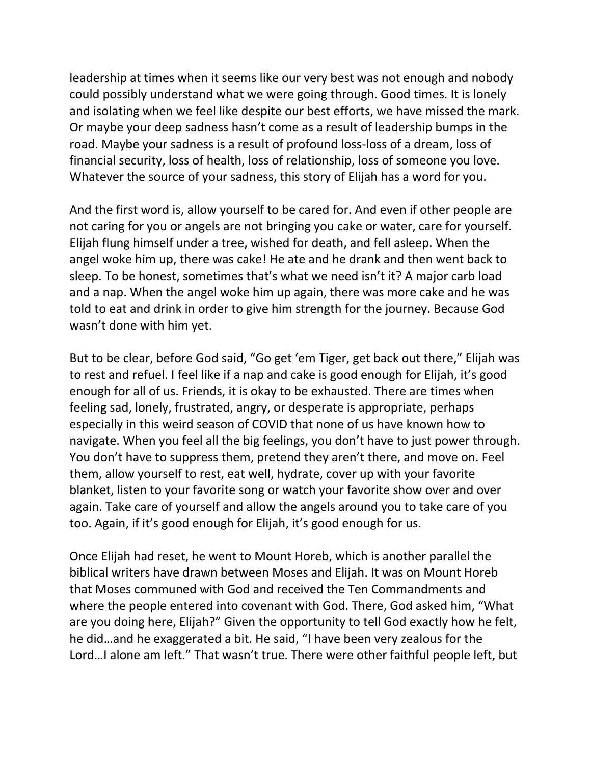leadership at times when it seems like our very best was not enough and nobody could possibly understand what we were going through. Good times. It is lonely and isolating when we feel like despite our best efforts, we have missed the mark. Or maybe your deep sadness hasn't come as a result of leadership bumps in the road. Maybe your sadness is a result of profound loss-loss of a dream, loss of financial security, loss of health, loss of relationship, loss of someone you love. Whatever the source of your sadness, this story of Elijah has a word for you.

And the first word is, allow yourself to be cared for. And even if other people are not caring for you or angels are not bringing you cake or water, care for yourself. Elijah flung himself under a tree, wished for death, and fell asleep. When the angel woke him up, there was cake! He ate and he drank and then went back to sleep. To be honest, sometimes that's what we need isn't it? A major carb load and a nap. When the angel woke him up again, there was more cake and he was told to eat and drink in order to give him strength for the journey. Because God wasn't done with him yet.

But to be clear, before God said, "Go get 'em Tiger, get back out there," Elijah was to rest and refuel. I feel like if a nap and cake is good enough for Elijah, it's good enough for all of us. Friends, it is okay to be exhausted. There are times when feeling sad, lonely, frustrated, angry, or desperate is appropriate, perhaps especially in this weird season of COVID that none of us have known how to navigate. When you feel all the big feelings, you don't have to just power through. You don't have to suppress them, pretend they aren't there, and move on. Feel them, allow yourself to rest, eat well, hydrate, cover up with your favorite blanket, listen to your favorite song or watch your favorite show over and over again. Take care of yourself and allow the angels around you to take care of you too. Again, if it's good enough for Elijah, it's good enough for us.

Once Elijah had reset, he went to Mount Horeb, which is another parallel the biblical writers have drawn between Moses and Elijah. It was on Mount Horeb that Moses communed with God and received the Ten Commandments and where the people entered into covenant with God. There, God asked him, "What are you doing here, Elijah?" Given the opportunity to tell God exactly how he felt, he did…and he exaggerated a bit. He said, "I have been very zealous for the Lord…I alone am left." That wasn't true. There were other faithful people left, but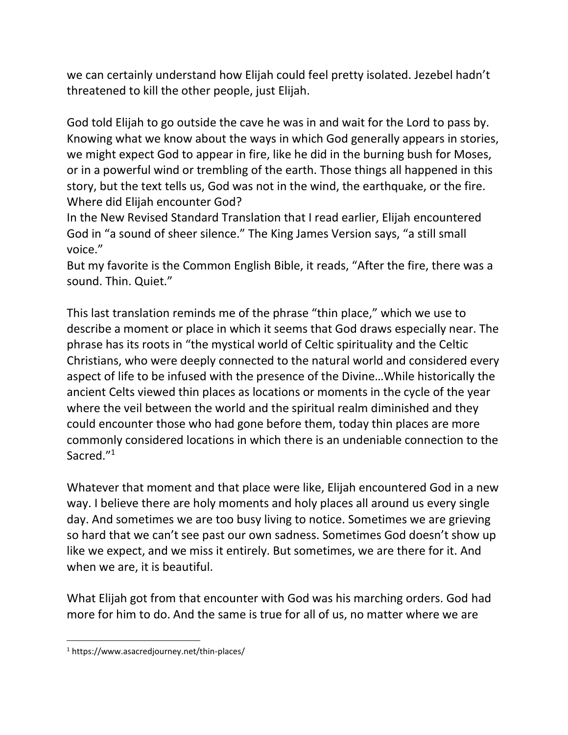we can certainly understand how Elijah could feel pretty isolated. Jezebel hadn't threatened to kill the other people, just Elijah.

God told Elijah to go outside the cave he was in and wait for the Lord to pass by. Knowing what we know about the ways in which God generally appears in stories, we might expect God to appear in fire, like he did in the burning bush for Moses, or in a powerful wind or trembling of the earth. Those things all happened in this story, but the text tells us, God was not in the wind, the earthquake, or the fire. Where did Elijah encounter God?

In the New Revised Standard Translation that I read earlier, Elijah encountered God in "a sound of sheer silence." The King James Version says, "a still small voice."

But my favorite is the Common English Bible, it reads, "After the fire, there was a sound. Thin. Quiet."

This last translation reminds me of the phrase "thin place," which we use to describe a moment or place in which it seems that God draws especially near. The phrase has its roots in "the mystical world of Celtic spirituality and the Celtic Christians, who were deeply connected to the natural world and considered every aspect of life to be infused with the presence of the Divine…While historically the ancient Celts viewed thin places as locations or moments in the cycle of the year where the veil between the world and the spiritual realm diminished and they could encounter those who had gone before them, today thin places are more commonly considered locations in which there is an undeniable connection to the Sacred."[1]

Whatever that moment and that place were like, Elijah encountered God in a new way. I believe there are holy moments and holy places all around us every single day. And sometimes we are too busy living to notice. Sometimes we are grieving so hard that we can't see past our own sadness. Sometimes God doesn't show up like we expect, and we miss it entirely. But sometimes, we are there for it. And when we are, it is beautiful.

What Elijah got from that encounter with God was his marching orders. God had more for him to do. And the same is true for all of us, no matter where we are

---

[1] https://www.asacredjourney.net/thin-places/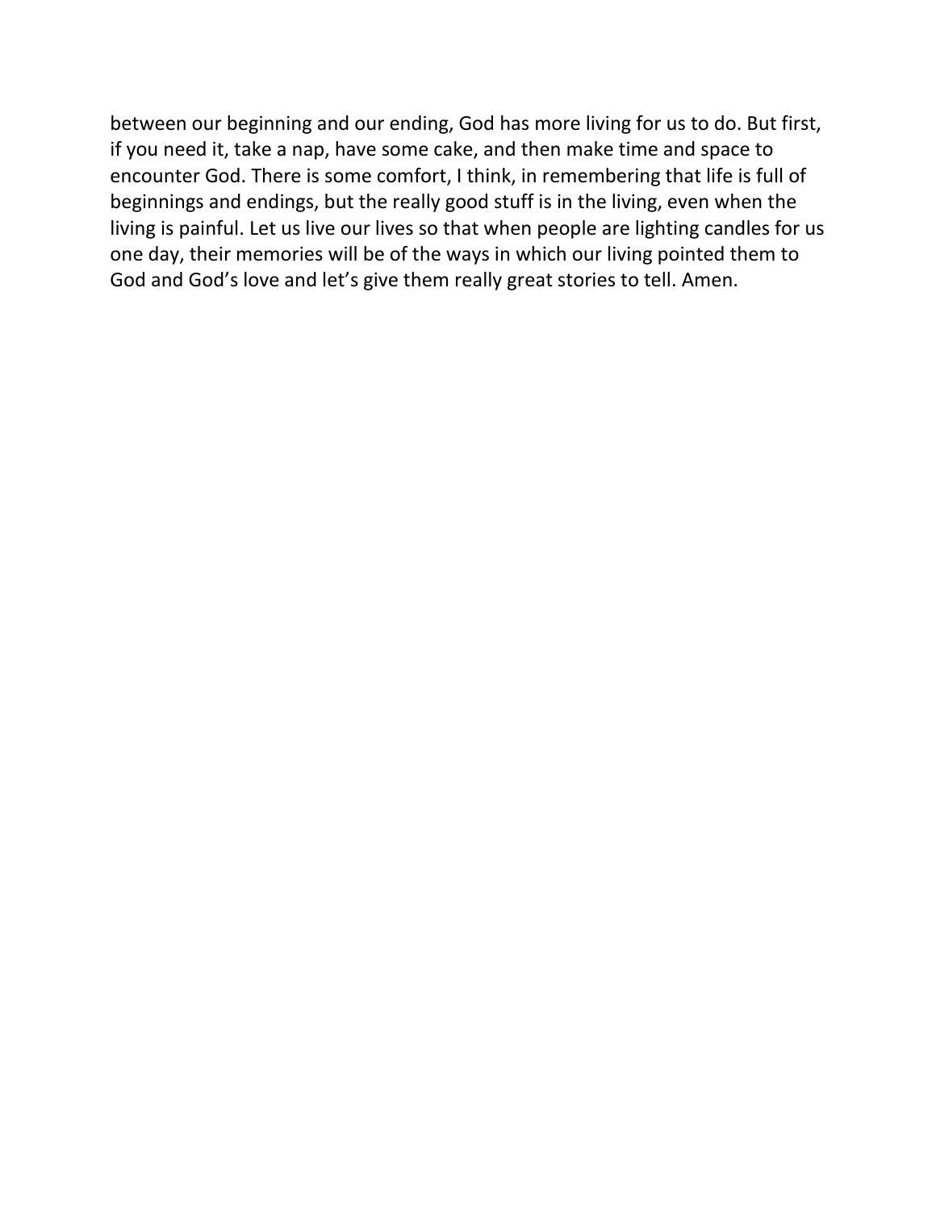between our beginning and our ending, God has more living for us to do. But first, if you need it, take a nap, have some cake, and then make time and space to encounter God. There is some comfort, I think, in remembering that life is full of beginnings and endings, but the really good stuff is in the living, even when the living is painful. Let us live our lives so that when people are lighting candles for us one day, their memories will be of the ways in which our living pointed them to God and God's love and let's give them really great stories to tell. Amen.